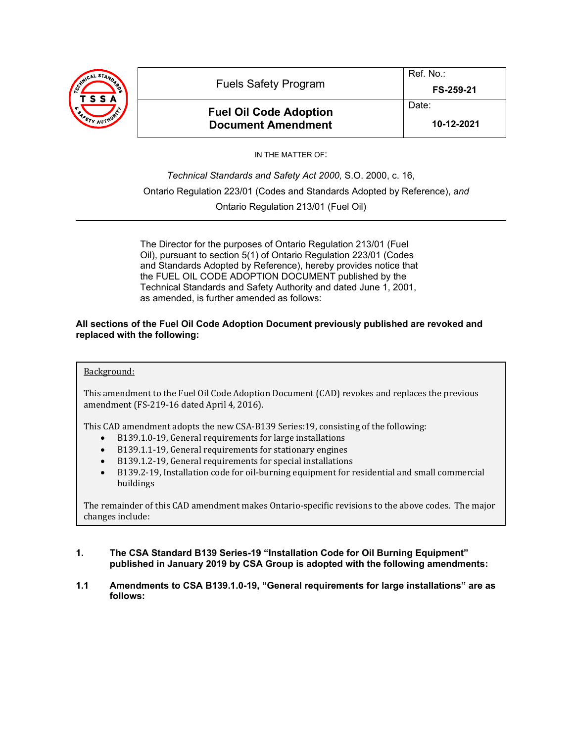| Fuels Safety Program | Ref. No.: **FS-259-21** |
|---|---|
| **Fuel Oil Code Adoption Document Amendment** | Date: **10-12-2021** |

IN THE MATTER OF:

*Technical Standards and Safety Act 2000,* S.O. 2000, c. 16,
Ontario Regulation 223/01 (Codes and Standards Adopted by Reference), *and*
Ontario Regulation 213/01 (Fuel Oil)

---

The Director for the purposes of Ontario Regulation 213/01 (Fuel Oil), pursuant to section 5(1) of Ontario Regulation 223/01 (Codes and Standards Adopted by Reference), hereby provides notice that the FUEL OIL CODE ADOPTION DOCUMENT published by the Technical Standards and Safety Authority and dated June 1, 2001, as amended, is further amended as follows:

**All sections of the Fuel Oil Code Adoption Document previously published are revoked and replaced with the following:**

> Background:
>
> This amendment to the Fuel Oil Code Adoption Document (CAD) revokes and replaces the previous amendment (FS-219-16 dated April 4, 2016).
>
> This CAD amendment adopts the new CSA-B139 Series:19, consisting of the following:
>
> - B139.1.0-19, General requirements for large installations
> - B139.1.1-19, General requirements for stationary engines
> - B139.1.2-19, General requirements for special installations
> - B139.2-19, Installation code for oil-burning equipment for residential and small commercial buildings
>
> The remainder of this CAD amendment makes Ontario-specific revisions to the above codes. The major changes include:

**1. The CSA Standard B139 Series-19 "Installation Code for Oil Burning Equipment" published in January 2019 by CSA Group is adopted with the following amendments:**

**1.1 Amendments to CSA B139.1.0-19, "General requirements for large installations" are as follows:**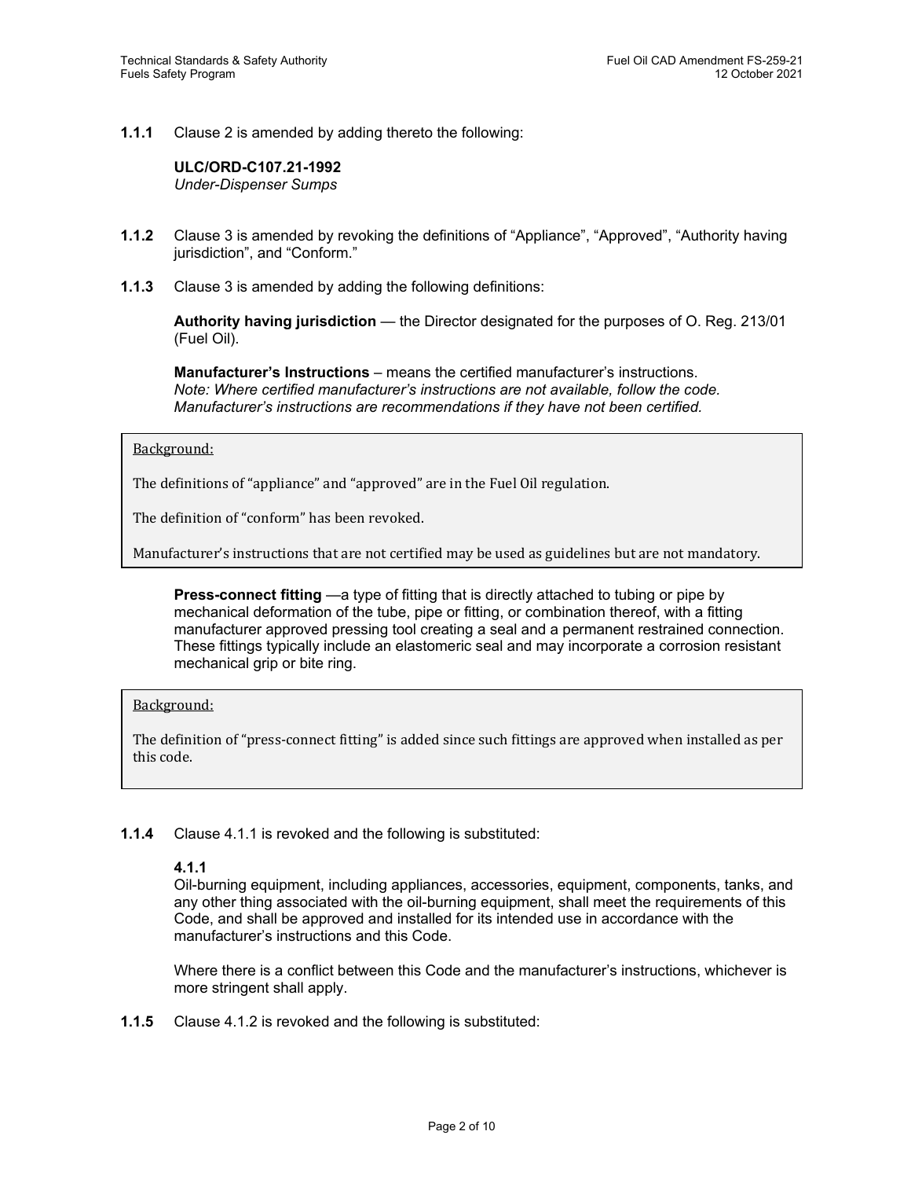**1.1.1** Clause 2 is amended by adding thereto the following:

**ULC/ORD-C107.21-1992**
*Under-Dispenser Sumps*

**1.1.2** Clause 3 is amended by revoking the definitions of "Appliance", "Approved", "Authority having jurisdiction", and "Conform."

**1.1.3** Clause 3 is amended by adding the following definitions:

**Authority having jurisdiction** — the Director designated for the purposes of O. Reg. 213/01 (Fuel Oil).

**Manufacturer's Instructions** – means the certified manufacturer's instructions.
*Note: Where certified manufacturer's instructions are not available, follow the code. Manufacturer's instructions are recommendations if they have not been certified.*

> Background:
>
> The definitions of "appliance" and "approved" are in the Fuel Oil regulation.
>
> The definition of "conform" has been revoked.
>
> Manufacturer's instructions that are not certified may be used as guidelines but are not mandatory.

**Press-connect fitting** —a type of fitting that is directly attached to tubing or pipe by mechanical deformation of the tube, pipe or fitting, or combination thereof, with a fitting manufacturer approved pressing tool creating a seal and a permanent restrained connection. These fittings typically include an elastomeric seal and may incorporate a corrosion resistant mechanical grip or bite ring.

> Background:
>
> The definition of "press-connect fitting" is added since such fittings are approved when installed as per this code.

**1.1.4** Clause 4.1.1 is revoked and the following is substituted:

**4.1.1**
Oil-burning equipment, including appliances, accessories, equipment, components, tanks, and any other thing associated with the oil-burning equipment, shall meet the requirements of this Code, and shall be approved and installed for its intended use in accordance with the manufacturer's instructions and this Code.

Where there is a conflict between this Code and the manufacturer's instructions, whichever is more stringent shall apply.

**1.1.5** Clause 4.1.2 is revoked and the following is substituted: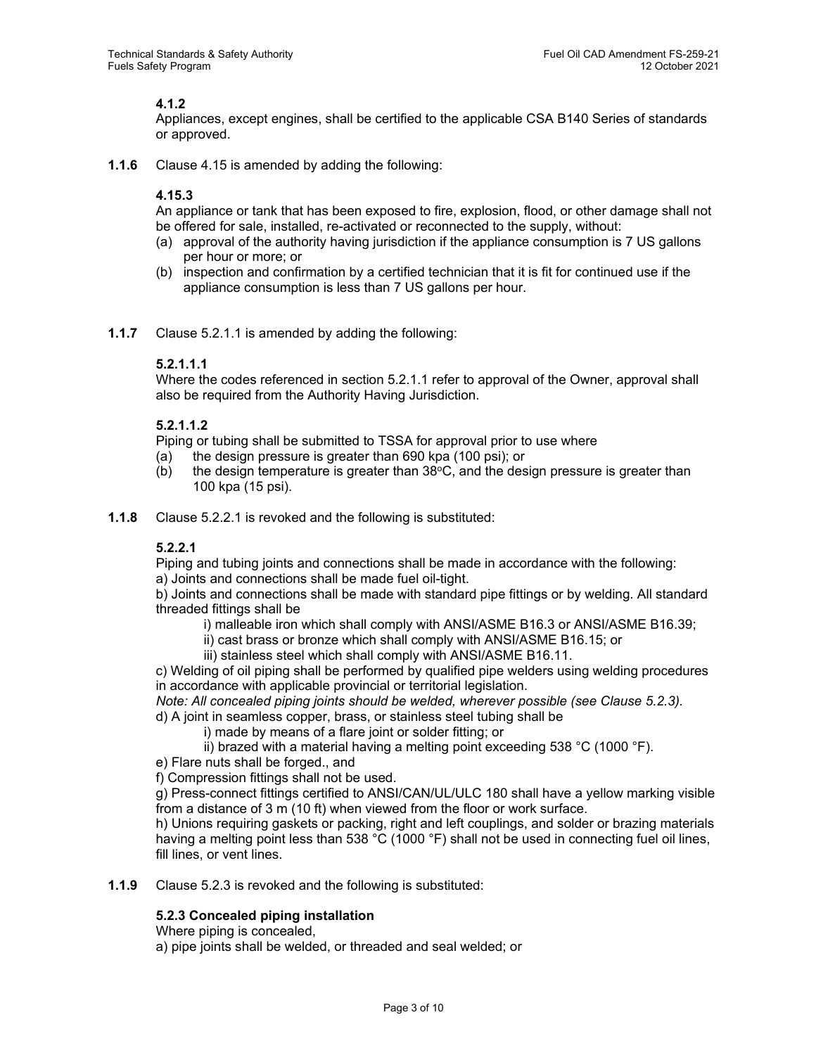**4.1.2**

Appliances, except engines, shall be certified to the applicable CSA B140 Series of standards or approved.

**1.1.6** Clause 4.15 is amended by adding the following:

**4.15.3**

An appliance or tank that has been exposed to fire, explosion, flood, or other damage shall not be offered for sale, installed, re-activated or reconnected to the supply, without:

(a) approval of the authority having jurisdiction if the appliance consumption is 7 US gallons per hour or more; or
(b) inspection and confirmation by a certified technician that it is fit for continued use if the appliance consumption is less than 7 US gallons per hour.

**1.1.7** Clause 5.2.1.1 is amended by adding the following:

**5.2.1.1.1**

Where the codes referenced in section 5.2.1.1 refer to approval of the Owner, approval shall also be required from the Authority Having Jurisdiction.

**5.2.1.1.2**

Piping or tubing shall be submitted to TSSA for approval prior to use where

(a) the design pressure is greater than 690 kpa (100 psi); or
(b) the design temperature is greater than 38°C, and the design pressure is greater than 100 kpa (15 psi).

**1.1.8** Clause 5.2.2.1 is revoked and the following is substituted:

**5.2.2.1**

Piping and tubing joints and connections shall be made in accordance with the following:

a) Joints and connections shall be made fuel oil-tight.

b) Joints and connections shall be made with standard pipe fittings or by welding. All standard threaded fittings shall be

i) malleable iron which shall comply with ANSI/ASME B16.3 or ANSI/ASME B16.39;
ii) cast brass or bronze which shall comply with ANSI/ASME B16.15; or
iii) stainless steel which shall comply with ANSI/ASME B16.11.

c) Welding of oil piping shall be performed by qualified pipe welders using welding procedures in accordance with applicable provincial or territorial legislation.

*Note: All concealed piping joints should be welded, wherever possible (see Clause 5.2.3).*

d) A joint in seamless copper, brass, or stainless steel tubing shall be

i) made by means of a flare joint or solder fitting; or
ii) brazed with a material having a melting point exceeding 538 °C (1000 °F).

e) Flare nuts shall be forged., and

f) Compression fittings shall not be used.

g) Press-connect fittings certified to ANSI/CAN/UL/ULC 180 shall have a yellow marking visible from a distance of 3 m (10 ft) when viewed from the floor or work surface.

h) Unions requiring gaskets or packing, right and left couplings, and solder or brazing materials having a melting point less than 538 °C (1000 °F) shall not be used in connecting fuel oil lines, fill lines, or vent lines.

**1.1.9** Clause 5.2.3 is revoked and the following is substituted:

**5.2.3 Concealed piping installation**

Where piping is concealed,

a) pipe joints shall be welded, or threaded and seal welded; or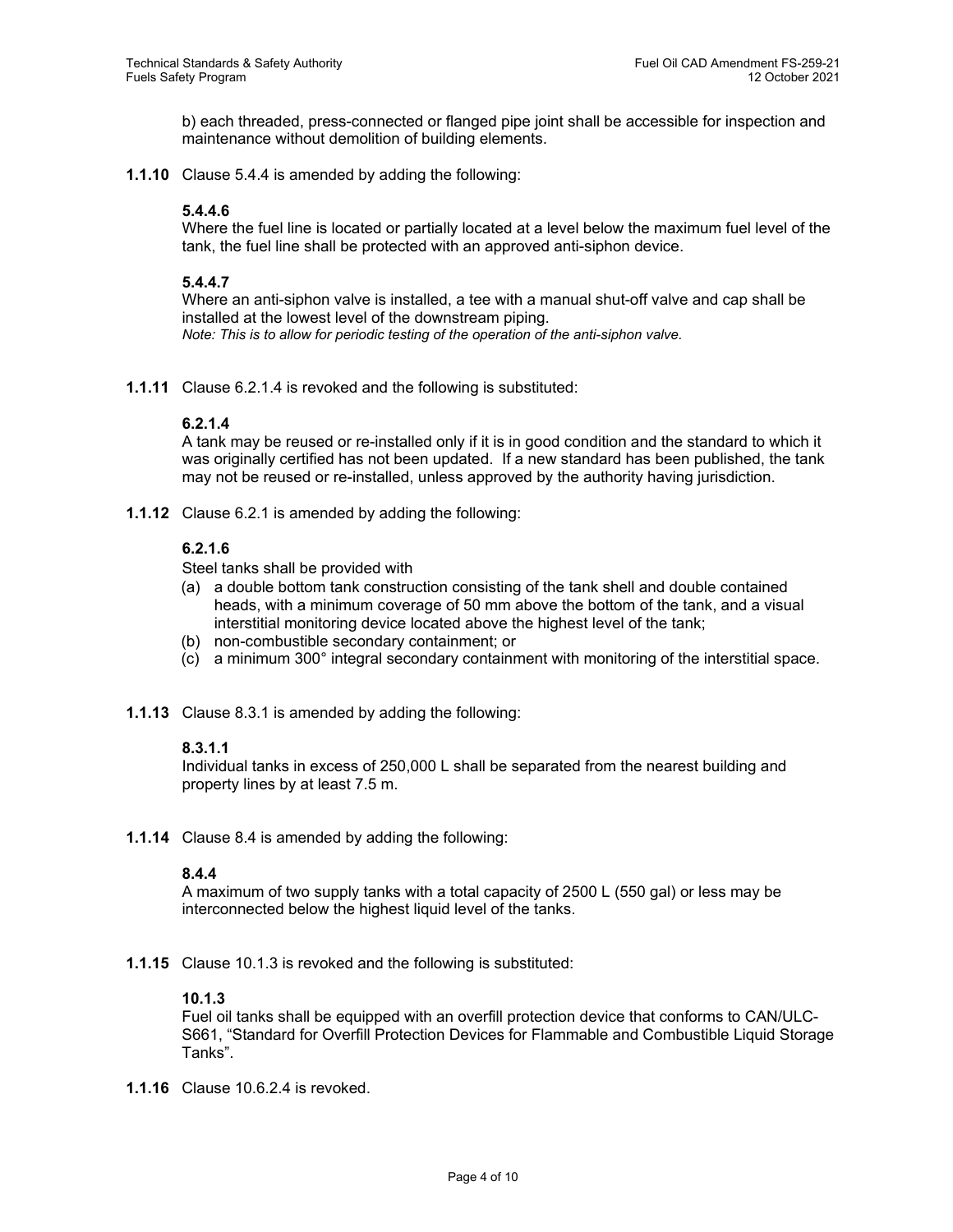b) each threaded, press-connected or flanged pipe joint shall be accessible for inspection and maintenance without demolition of building elements.

**1.1.10** Clause 5.4.4 is amended by adding the following:

**5.4.4.6**
Where the fuel line is located or partially located at a level below the maximum fuel level of the tank, the fuel line shall be protected with an approved anti-siphon device.

**5.4.4.7**
Where an anti-siphon valve is installed, a tee with a manual shut-off valve and cap shall be installed at the lowest level of the downstream piping.
*Note: This is to allow for periodic testing of the operation of the anti-siphon valve.*

**1.1.11** Clause 6.2.1.4 is revoked and the following is substituted:

**6.2.1.4**
A tank may be reused or re-installed only if it is in good condition and the standard to which it was originally certified has not been updated. If a new standard has been published, the tank may not be reused or re-installed, unless approved by the authority having jurisdiction.

**1.1.12** Clause 6.2.1 is amended by adding the following:

**6.2.1.6**
Steel tanks shall be provided with

(a) a double bottom tank construction consisting of the tank shell and double contained heads, with a minimum coverage of 50 mm above the bottom of the tank, and a visual interstitial monitoring device located above the highest level of the tank;
(b) non-combustible secondary containment; or
(c) a minimum 300° integral secondary containment with monitoring of the interstitial space.

**1.1.13** Clause 8.3.1 is amended by adding the following:

**8.3.1.1**
Individual tanks in excess of 250,000 L shall be separated from the nearest building and property lines by at least 7.5 m.

**1.1.14** Clause 8.4 is amended by adding the following:

**8.4.4**
A maximum of two supply tanks with a total capacity of 2500 L (550 gal) or less may be interconnected below the highest liquid level of the tanks.

**1.1.15** Clause 10.1.3 is revoked and the following is substituted:

**10.1.3**
Fuel oil tanks shall be equipped with an overfill protection device that conforms to CAN/ULC-S661, "Standard for Overfill Protection Devices for Flammable and Combustible Liquid Storage Tanks".

**1.1.16** Clause 10.6.2.4 is revoked.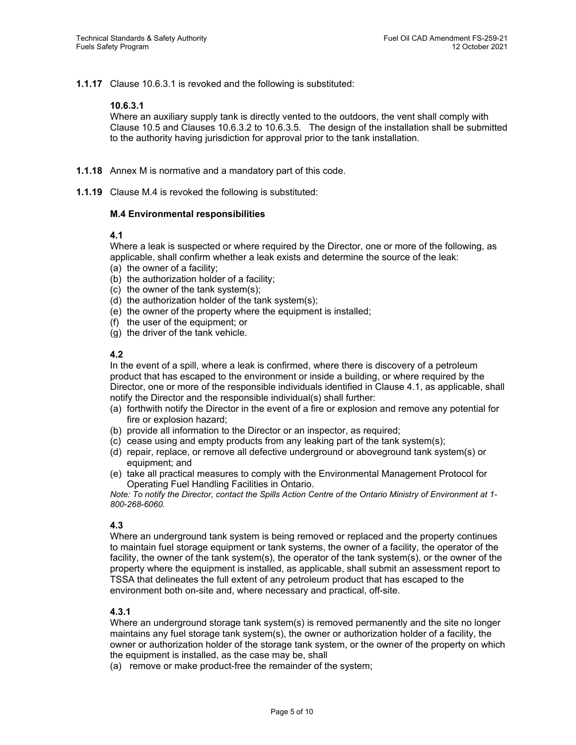**1.1.17** Clause 10.6.3.1 is revoked and the following is substituted:

**10.6.3.1**
Where an auxiliary supply tank is directly vented to the outdoors, the vent shall comply with Clause 10.5 and Clauses 10.6.3.2 to 10.6.3.5. The design of the installation shall be submitted to the authority having jurisdiction for approval prior to the tank installation.

**1.1.18** Annex M is normative and a mandatory part of this code.

**1.1.19** Clause M.4 is revoked the following is substituted:

**M.4 Environmental responsibilities**

**4.1**
Where a leak is suspected or where required by the Director, one or more of the following, as applicable, shall confirm whether a leak exists and determine the source of the leak:
(a) the owner of a facility;
(b) the authorization holder of a facility;
(c) the owner of the tank system(s);
(d) the authorization holder of the tank system(s);
(e) the owner of the property where the equipment is installed;
(f) the user of the equipment; or
(g) the driver of the tank vehicle.

**4.2**
In the event of a spill, where a leak is confirmed, where there is discovery of a petroleum product that has escaped to the environment or inside a building, or where required by the Director, one or more of the responsible individuals identified in Clause 4.1, as applicable, shall notify the Director and the responsible individual(s) shall further:
(a) forthwith notify the Director in the event of a fire or explosion and remove any potential for fire or explosion hazard;
(b) provide all information to the Director or an inspector, as required;
(c) cease using and empty products from any leaking part of the tank system(s);
(d) repair, replace, or remove all defective underground or aboveground tank system(s) or equipment; and
(e) take all practical measures to comply with the Environmental Management Protocol for Operating Fuel Handling Facilities in Ontario.

*Note: To notify the Director, contact the Spills Action Centre of the Ontario Ministry of Environment at 1-800-268-6060.*

**4.3**
Where an underground tank system is being removed or replaced and the property continues to maintain fuel storage equipment or tank systems, the owner of a facility, the operator of the facility, the owner of the tank system(s), the operator of the tank system(s), or the owner of the property where the equipment is installed, as applicable, shall submit an assessment report to TSSA that delineates the full extent of any petroleum product that has escaped to the environment both on-site and, where necessary and practical, off-site.

**4.3.1**
Where an underground storage tank system(s) is removed permanently and the site no longer maintains any fuel storage tank system(s), the owner or authorization holder of a facility, the owner or authorization holder of the storage tank system, or the owner of the property on which the equipment is installed, as the case may be, shall
(a) remove or make product-free the remainder of the system;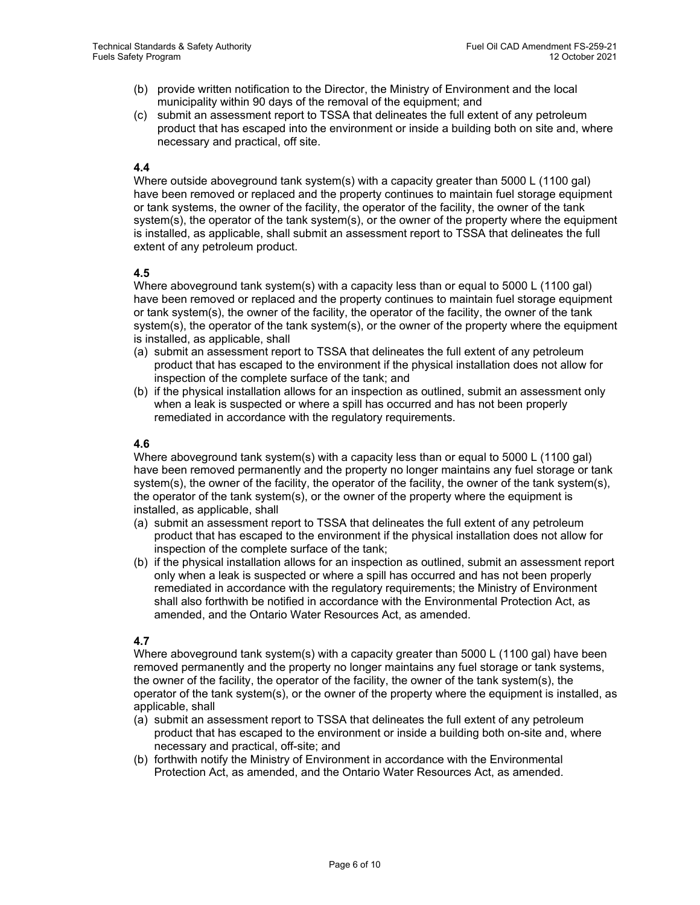(b) provide written notification to the Director, the Ministry of Environment and the local municipality within 90 days of the removal of the equipment; and

(c) submit an assessment report to TSSA that delineates the full extent of any petroleum product that has escaped into the environment or inside a building both on site and, where necessary and practical, off site.

**4.4**

Where outside aboveground tank system(s) with a capacity greater than 5000 L (1100 gal) have been removed or replaced and the property continues to maintain fuel storage equipment or tank systems, the owner of the facility, the operator of the facility, the owner of the tank system(s), the operator of the tank system(s), or the owner of the property where the equipment is installed, as applicable, shall submit an assessment report to TSSA that delineates the full extent of any petroleum product.

**4.5**

Where aboveground tank system(s) with a capacity less than or equal to 5000 L (1100 gal) have been removed or replaced and the property continues to maintain fuel storage equipment or tank system(s), the owner of the facility, the operator of the facility, the owner of the tank system(s), the operator of the tank system(s), or the owner of the property where the equipment is installed, as applicable, shall

(a) submit an assessment report to TSSA that delineates the full extent of any petroleum product that has escaped to the environment if the physical installation does not allow for inspection of the complete surface of the tank; and

(b) if the physical installation allows for an inspection as outlined, submit an assessment only when a leak is suspected or where a spill has occurred and has not been properly remediated in accordance with the regulatory requirements.

**4.6**

Where aboveground tank system(s) with a capacity less than or equal to 5000 L (1100 gal) have been removed permanently and the property no longer maintains any fuel storage or tank system(s), the owner of the facility, the operator of the facility, the owner of the tank system(s), the operator of the tank system(s), or the owner of the property where the equipment is installed, as applicable, shall

(a) submit an assessment report to TSSA that delineates the full extent of any petroleum product that has escaped to the environment if the physical installation does not allow for inspection of the complete surface of the tank;

(b) if the physical installation allows for an inspection as outlined, submit an assessment report only when a leak is suspected or where a spill has occurred and has not been properly remediated in accordance with the regulatory requirements; the Ministry of Environment shall also forthwith be notified in accordance with the Environmental Protection Act, as amended, and the Ontario Water Resources Act, as amended.

**4.7**

Where aboveground tank system(s) with a capacity greater than 5000 L (1100 gal) have been removed permanently and the property no longer maintains any fuel storage or tank systems, the owner of the facility, the operator of the facility, the owner of the tank system(s), the operator of the tank system(s), or the owner of the property where the equipment is installed, as applicable, shall

(a) submit an assessment report to TSSA that delineates the full extent of any petroleum product that has escaped to the environment or inside a building both on-site and, where necessary and practical, off-site; and

(b) forthwith notify the Ministry of Environment in accordance with the Environmental Protection Act, as amended, and the Ontario Water Resources Act, as amended.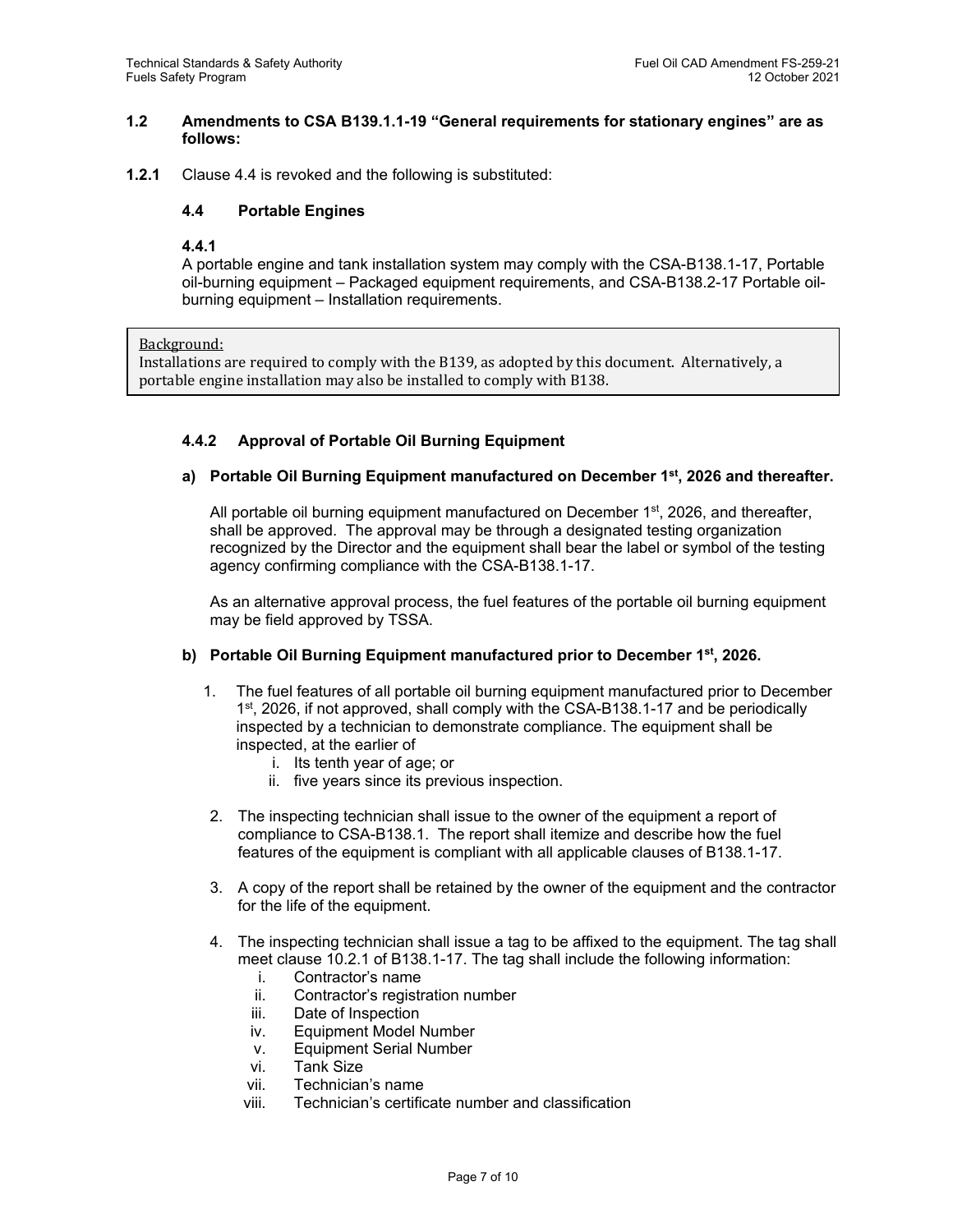## 1.2 Amendments to CSA B139.1.1-19 "General requirements for stationary engines" are as follows:

**1.2.1** Clause 4.4 is revoked and the following is substituted:

### 4.4 Portable Engines

**4.4.1**

A portable engine and tank installation system may comply with the CSA-B138.1-17, Portable oil-burning equipment – Packaged equipment requirements, and CSA-B138.2-17 Portable oil-burning equipment – Installation requirements.

> Background:
> Installations are required to comply with the B139, as adopted by this document. Alternatively, a portable engine installation may also be installed to comply with B138.

**4.4.2 Approval of Portable Oil Burning Equipment**

**a) Portable Oil Burning Equipment manufactured on December 1st, 2026 and thereafter.**

All portable oil burning equipment manufactured on December 1st, 2026, and thereafter, shall be approved. The approval may be through a designated testing organization recognized by the Director and the equipment shall bear the label or symbol of the testing agency confirming compliance with the CSA-B138.1-17.

As an alternative approval process, the fuel features of the portable oil burning equipment may be field approved by TSSA.

**b) Portable Oil Burning Equipment manufactured prior to December 1st, 2026.**

1. The fuel features of all portable oil burning equipment manufactured prior to December 1st, 2026, if not approved, shall comply with the CSA-B138.1-17 and be periodically inspected by a technician to demonstrate compliance. The equipment shall be inspected, at the earlier of
   i. Its tenth year of age; or
   ii. five years since its previous inspection.

2. The inspecting technician shall issue to the owner of the equipment a report of compliance to CSA-B138.1. The report shall itemize and describe how the fuel features of the equipment is compliant with all applicable clauses of B138.1-17.

3. A copy of the report shall be retained by the owner of the equipment and the contractor for the life of the equipment.

4. The inspecting technician shall issue a tag to be affixed to the equipment. The tag shall meet clause 10.2.1 of B138.1-17. The tag shall include the following information:
   i. Contractor's name
   ii. Contractor's registration number
   iii. Date of Inspection
   iv. Equipment Model Number
   v. Equipment Serial Number
   vi. Tank Size
   vii. Technician's name
   viii. Technician's certificate number and classification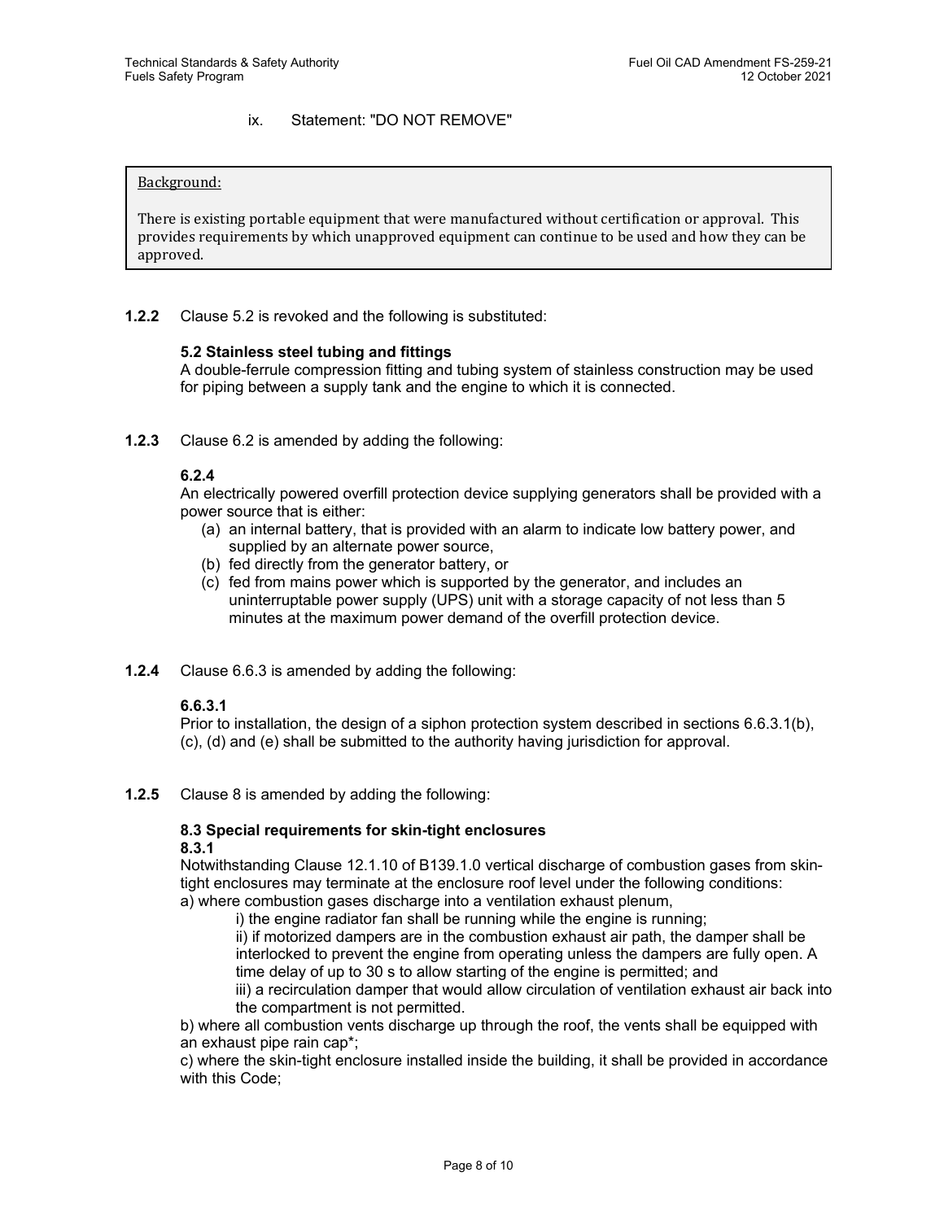ix. Statement: "DO NOT REMOVE"

> Background:
>
> There is existing portable equipment that were manufactured without certification or approval. This provides requirements by which unapproved equipment can continue to be used and how they can be approved.

**1.2.2** Clause 5.2 is revoked and the following is substituted:

**5.2 Stainless steel tubing and fittings**
A double-ferrule compression fitting and tubing system of stainless construction may be used for piping between a supply tank and the engine to which it is connected.

**1.2.3** Clause 6.2 is amended by adding the following:

**6.2.4**
An electrically powered overfill protection device supplying generators shall be provided with a power source that is either:

(a) an internal battery, that is provided with an alarm to indicate low battery power, and supplied by an alternate power source,
(b) fed directly from the generator battery, or
(c) fed from mains power which is supported by the generator, and includes an uninterruptable power supply (UPS) unit with a storage capacity of not less than 5 minutes at the maximum power demand of the overfill protection device.

**1.2.4** Clause 6.6.3 is amended by adding the following:

**6.6.3.1**
Prior to installation, the design of a siphon protection system described in sections 6.6.3.1(b), (c), (d) and (e) shall be submitted to the authority having jurisdiction for approval.

**1.2.5** Clause 8 is amended by adding the following:

**8.3 Special requirements for skin-tight enclosures**
**8.3.1**
Notwithstanding Clause 12.1.10 of B139.1.0 vertical discharge of combustion gases from skin-tight enclosures may terminate at the enclosure roof level under the following conditions:
a) where combustion gases discharge into a ventilation exhaust plenum,

i) the engine radiator fan shall be running while the engine is running;
ii) if motorized dampers are in the combustion exhaust air path, the damper shall be interlocked to prevent the engine from operating unless the dampers are fully open. A time delay of up to 30 s to allow starting of the engine is permitted; and
iii) a recirculation damper that would allow circulation of ventilation exhaust air back into the compartment is not permitted.

b) where all combustion vents discharge up through the roof, the vents shall be equipped with an exhaust pipe rain cap*;
c) where the skin-tight enclosure installed inside the building, it shall be provided in accordance with this Code;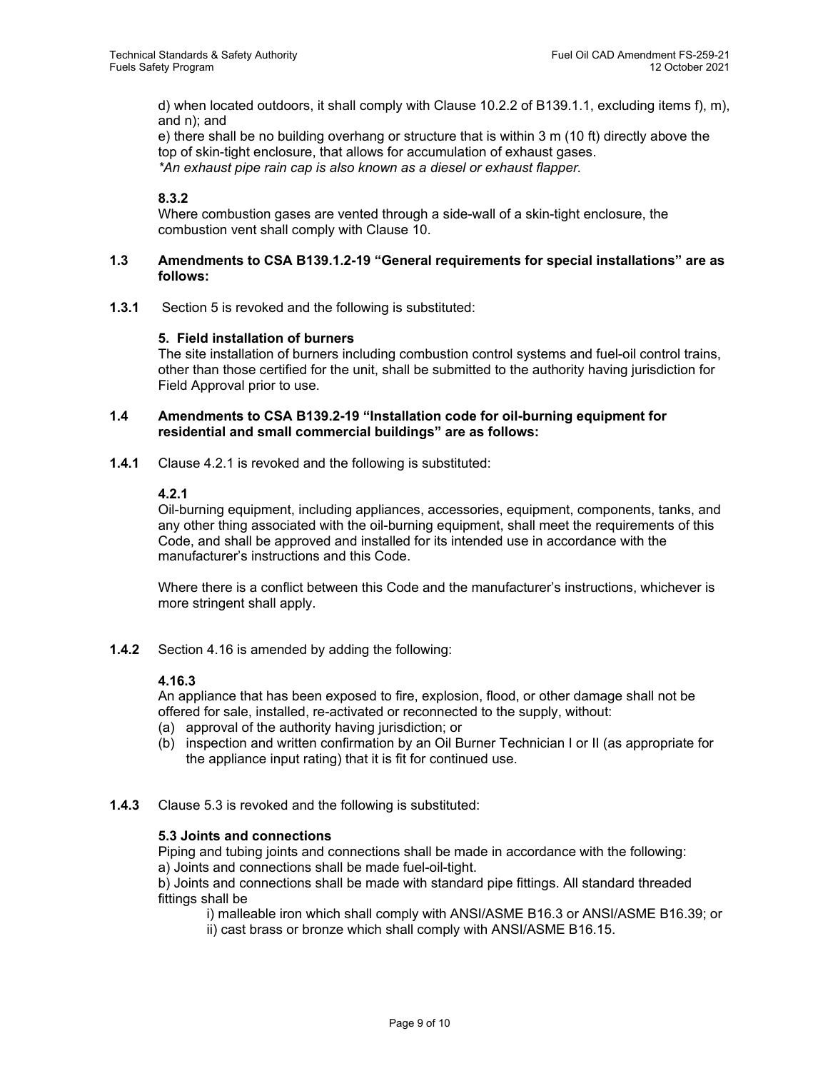d) when located outdoors, it shall comply with Clause 10.2.2 of B139.1.1, excluding items f), m), and n); and

e) there shall be no building overhang or structure that is within 3 m (10 ft) directly above the top of skin-tight enclosure, that allows for accumulation of exhaust gases.

*\*An exhaust pipe rain cap is also known as a diesel or exhaust flapper.*

**8.3.2**

Where combustion gases are vented through a side-wall of a skin-tight enclosure, the combustion vent shall comply with Clause 10.

### 1.3 Amendments to CSA B139.1.2-19 "General requirements for special installations" are as follows:

**1.3.1** Section 5 is revoked and the following is substituted:

**5. Field installation of burners**

The site installation of burners including combustion control systems and fuel-oil control trains, other than those certified for the unit, shall be submitted to the authority having jurisdiction for Field Approval prior to use.

### 1.4 Amendments to CSA B139.2-19 "Installation code for oil-burning equipment for residential and small commercial buildings" are as follows:

**1.4.1** Clause 4.2.1 is revoked and the following is substituted:

**4.2.1**

Oil-burning equipment, including appliances, accessories, equipment, components, tanks, and any other thing associated with the oil-burning equipment, shall meet the requirements of this Code, and shall be approved and installed for its intended use in accordance with the manufacturer's instructions and this Code.

Where there is a conflict between this Code and the manufacturer's instructions, whichever is more stringent shall apply.

**1.4.2** Section 4.16 is amended by adding the following:

**4.16.3**

An appliance that has been exposed to fire, explosion, flood, or other damage shall not be offered for sale, installed, re-activated or reconnected to the supply, without:

(a) approval of the authority having jurisdiction; or
(b) inspection and written confirmation by an Oil Burner Technician I or II (as appropriate for the appliance input rating) that it is fit for continued use.

**1.4.3** Clause 5.3 is revoked and the following is substituted:

**5.3 Joints and connections**

Piping and tubing joints and connections shall be made in accordance with the following:

a) Joints and connections shall be made fuel-oil-tight.

b) Joints and connections shall be made with standard pipe fittings. All standard threaded fittings shall be

i) malleable iron which shall comply with ANSI/ASME B16.3 or ANSI/ASME B16.39; or
ii) cast brass or bronze which shall comply with ANSI/ASME B16.15.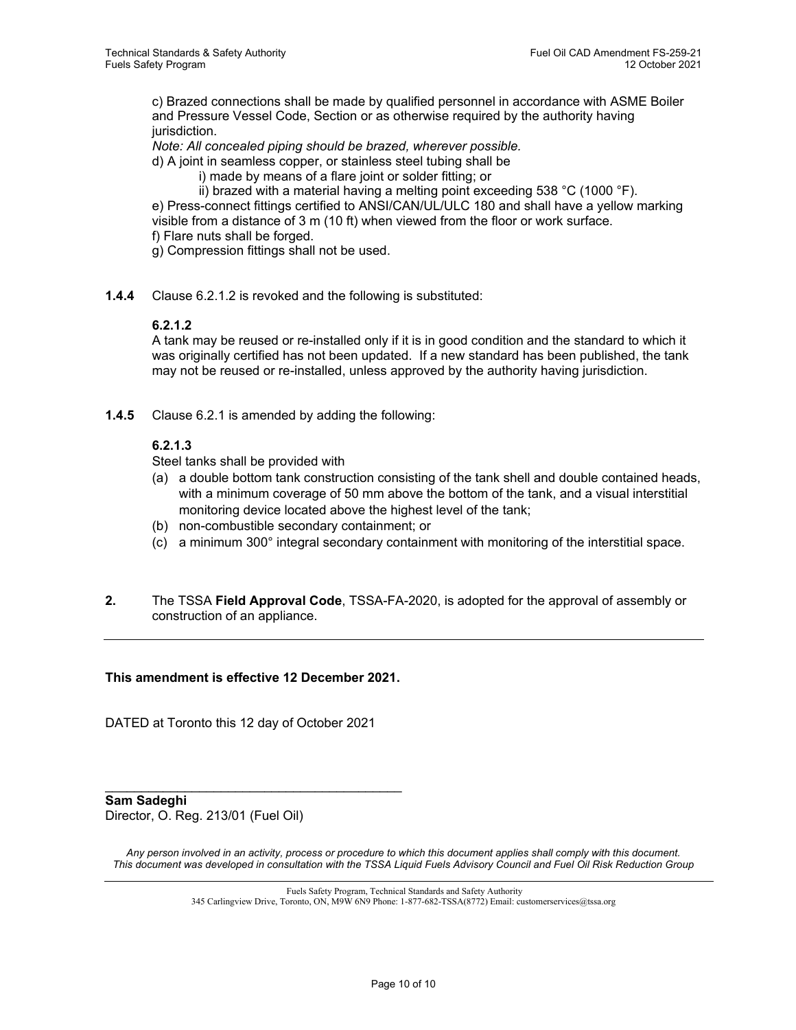c) Brazed connections shall be made by qualified personnel in accordance with ASME Boiler and Pressure Vessel Code, Section or as otherwise required by the authority having jurisdiction.

*Note: All concealed piping should be brazed, wherever possible.*

d) A joint in seamless copper, or stainless steel tubing shall be

i) made by means of a flare joint or solder fitting; or

ii) brazed with a material having a melting point exceeding 538 °C (1000 °F).

e) Press-connect fittings certified to ANSI/CAN/UL/ULC 180 and shall have a yellow marking visible from a distance of 3 m (10 ft) when viewed from the floor or work surface.

f) Flare nuts shall be forged.

g) Compression fittings shall not be used.

**1.4.4** Clause 6.2.1.2 is revoked and the following is substituted:

**6.2.1.2**

A tank may be reused or re-installed only if it is in good condition and the standard to which it was originally certified has not been updated. If a new standard has been published, the tank may not be reused or re-installed, unless approved by the authority having jurisdiction.

**1.4.5** Clause 6.2.1 is amended by adding the following:

**6.2.1.3**

Steel tanks shall be provided with

(a) a double bottom tank construction consisting of the tank shell and double contained heads, with a minimum coverage of 50 mm above the bottom of the tank, and a visual interstitial monitoring device located above the highest level of the tank;

(b) non-combustible secondary containment; or

(c) a minimum 300° integral secondary containment with monitoring of the interstitial space.

**2.** The TSSA **Field Approval Code**, TSSA-FA-2020, is adopted for the approval of assembly or construction of an appliance.

---

**This amendment is effective 12 December 2021.**

DATED at Toronto this 12 day of October 2021

\_\_\_\_\_\_\_\_\_\_\_\_\_\_\_\_\_\_\_\_\_\_\_\_\_\_\_\_\_\_\_\_\_\_\_\_\_\_\_\_

**Sam Sadeghi**
Director, O. Reg. 213/01 (Fuel Oil)

*Any person involved in an activity, process or procedure to which this document applies shall comply with this document. This document was developed in consultation with the TSSA Liquid Fuels Advisory Council and Fuel Oil Risk Reduction Group*